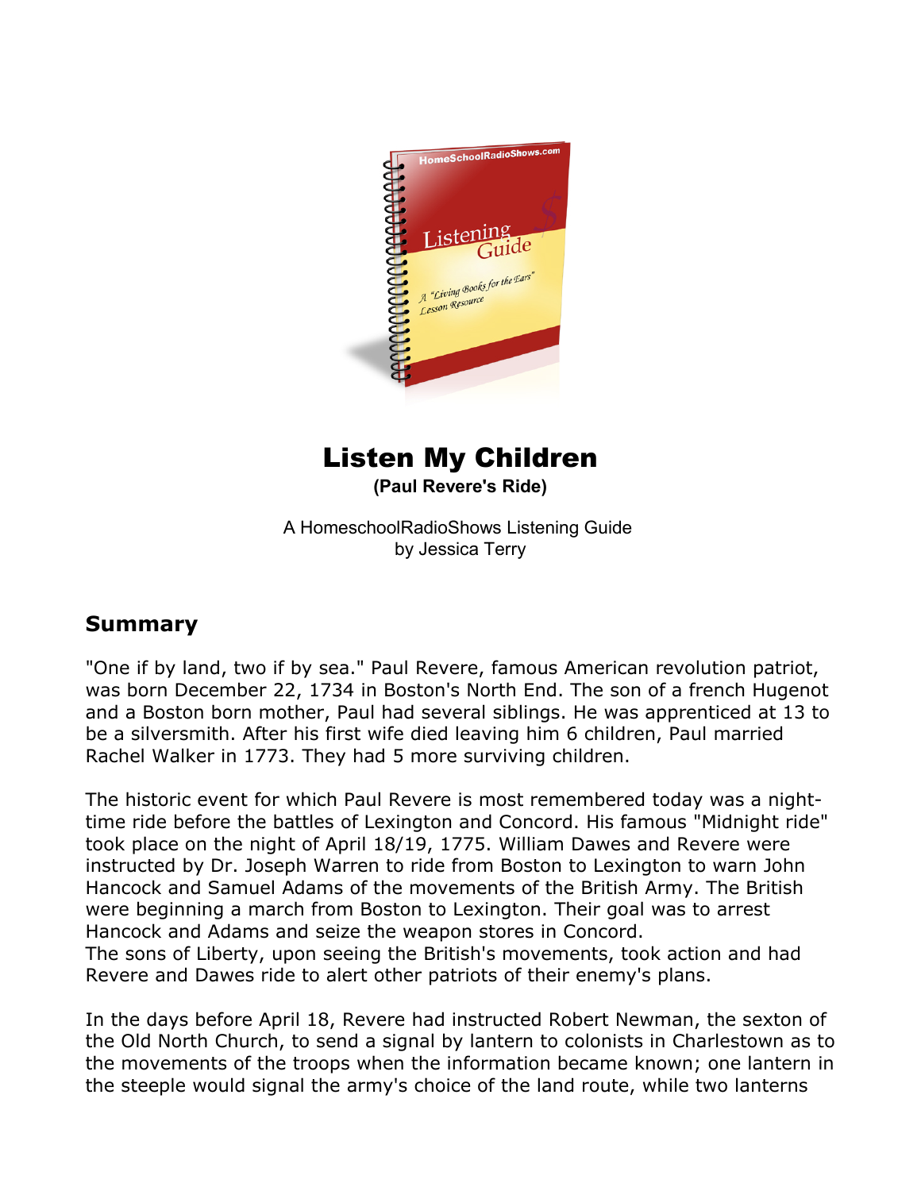# Listen My Children

**(Paul Revere's Ride)**

A HomeschoolRadioShows Listening Guide
by Jessica Terry

## Summary

"One if by land, two if by sea." Paul Revere, famous American revolution patriot, was born December 22, 1734 in Boston's North End. The son of a french Hugenot and a Boston born mother, Paul had several siblings. He was apprenticed at 13 to be a silversmith. After his first wife died leaving him 6 children, Paul married Rachel Walker in 1773. They had 5 more surviving children.

The historic event for which Paul Revere is most remembered today was a night-time ride before the battles of Lexington and Concord. His famous "Midnight ride" took place on the night of April 18/19, 1775. William Dawes and Revere were instructed by Dr. Joseph Warren to ride from Boston to Lexington to warn John Hancock and Samuel Adams of the movements of the British Army. The British were beginning a march from Boston to Lexington. Their goal was to arrest Hancock and Adams and seize the weapon stores in Concord.
The sons of Liberty, upon seeing the British's movements, took action and had Revere and Dawes ride to alert other patriots of their enemy's plans.

In the days before April 18, Revere had instructed Robert Newman, the sexton of the Old North Church, to send a signal by lantern to colonists in Charlestown as to the movements of the troops when the information became known; one lantern in the steeple would signal the army's choice of the land route, while two lanterns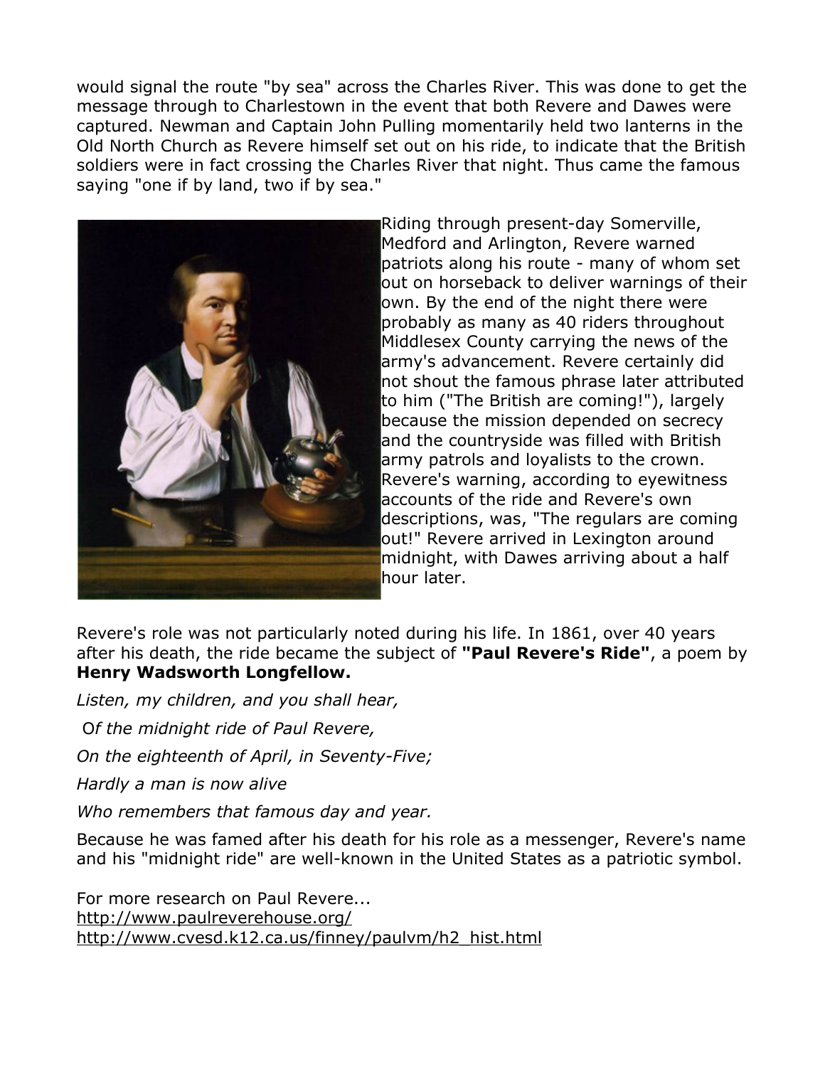would signal the route "by sea" across the Charles River. This was done to get the message through to Charlestown in the event that both Revere and Dawes were captured. Newman and Captain John Pulling momentarily held two lanterns in the Old North Church as Revere himself set out on his ride, to indicate that the British soldiers were in fact crossing the Charles River that night. Thus came the famous saying "one if by land, two if by sea."

Riding through present-day Somerville, Medford and Arlington, Revere warned patriots along his route - many of whom set out on horseback to deliver warnings of their own. By the end of the night there were probably as many as 40 riders throughout Middlesex County carrying the news of the army's advancement. Revere certainly did not shout the famous phrase later attributed to him ("The British are coming!"), largely because the mission depended on secrecy and the countryside was filled with British army patrols and loyalists to the crown. Revere's warning, according to eyewitness accounts of the ride and Revere's own descriptions, was, "The regulars are coming out!" Revere arrived in Lexington around midnight, with Dawes arriving about a half hour later.

Revere's role was not particularly noted during his life. In 1861, over 40 years after his death, the ride became the subject of **"Paul Revere's Ride"**, a poem by **Henry Wadsworth Longfellow.**

*Listen, my children, and you shall hear,*

*Of the midnight ride of Paul Revere,*

*On the eighteenth of April, in Seventy-Five;*

*Hardly a man is now alive*

*Who remembers that famous day and year.*

Because he was famed after his death for his role as a messenger, Revere's name and his "midnight ride" are well-known in the United States as a patriotic symbol.

For more research on Paul Revere...
http://www.paulreverehouse.org/
http://www.cvesd.k12.ca.us/finney/paulvm/h2_hist.html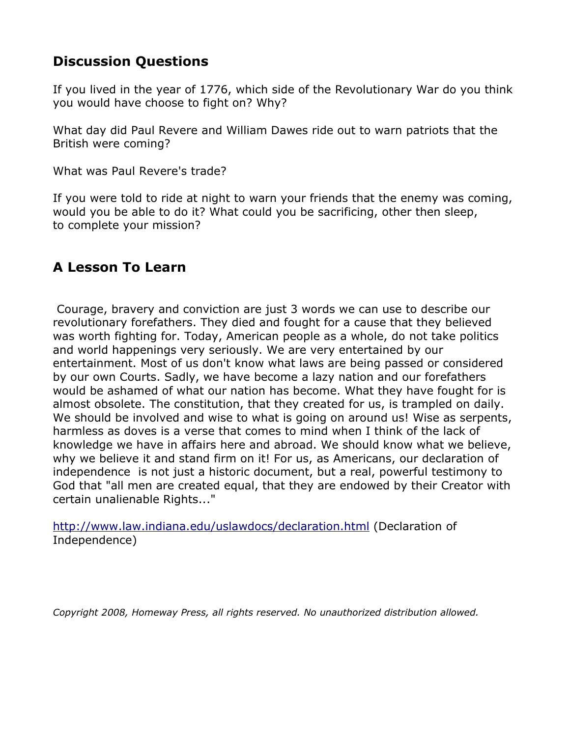## Discussion Questions

If you lived in the year of 1776, which side of the Revolutionary War do you think you would have choose to fight on? Why?

What day did Paul Revere and William Dawes ride out to warn patriots that the British were coming?

What was Paul Revere's trade?

If you were told to ride at night to warn your friends that the enemy was coming, would you be able to do it? What could you be sacrificing, other then sleep, to complete your mission?

## A Lesson To Learn

Courage, bravery and conviction are just 3 words we can use to describe our revolutionary forefathers. They died and fought for a cause that they believed was worth fighting for. Today, American people as a whole, do not take politics and world happenings very seriously. We are very entertained by our entertainment. Most of us don't know what laws are being passed or considered by our own Courts. Sadly, we have become a lazy nation and our forefathers would be ashamed of what our nation has become. What they have fought for is almost obsolete. The constitution, that they created for us, is trampled on daily. We should be involved and wise to what is going on around us! Wise as serpents, harmless as doves is a verse that comes to mind when I think of the lack of knowledge we have in affairs here and abroad. We should know what we believe, why we believe it and stand firm on it! For us, as Americans, our declaration of independence is not just a historic document, but a real, powerful testimony to God that "all men are created equal, that they are endowed by their Creator with certain unalienable Rights..."

[http://www.law.indiana.edu/uslawdocs/declaration.html](http://www.law.indiana.edu/uslawdocs/declaration.html) (Declaration of Independence)

*Copyright 2008, Homeway Press, all rights reserved. No unauthorized distribution allowed.*